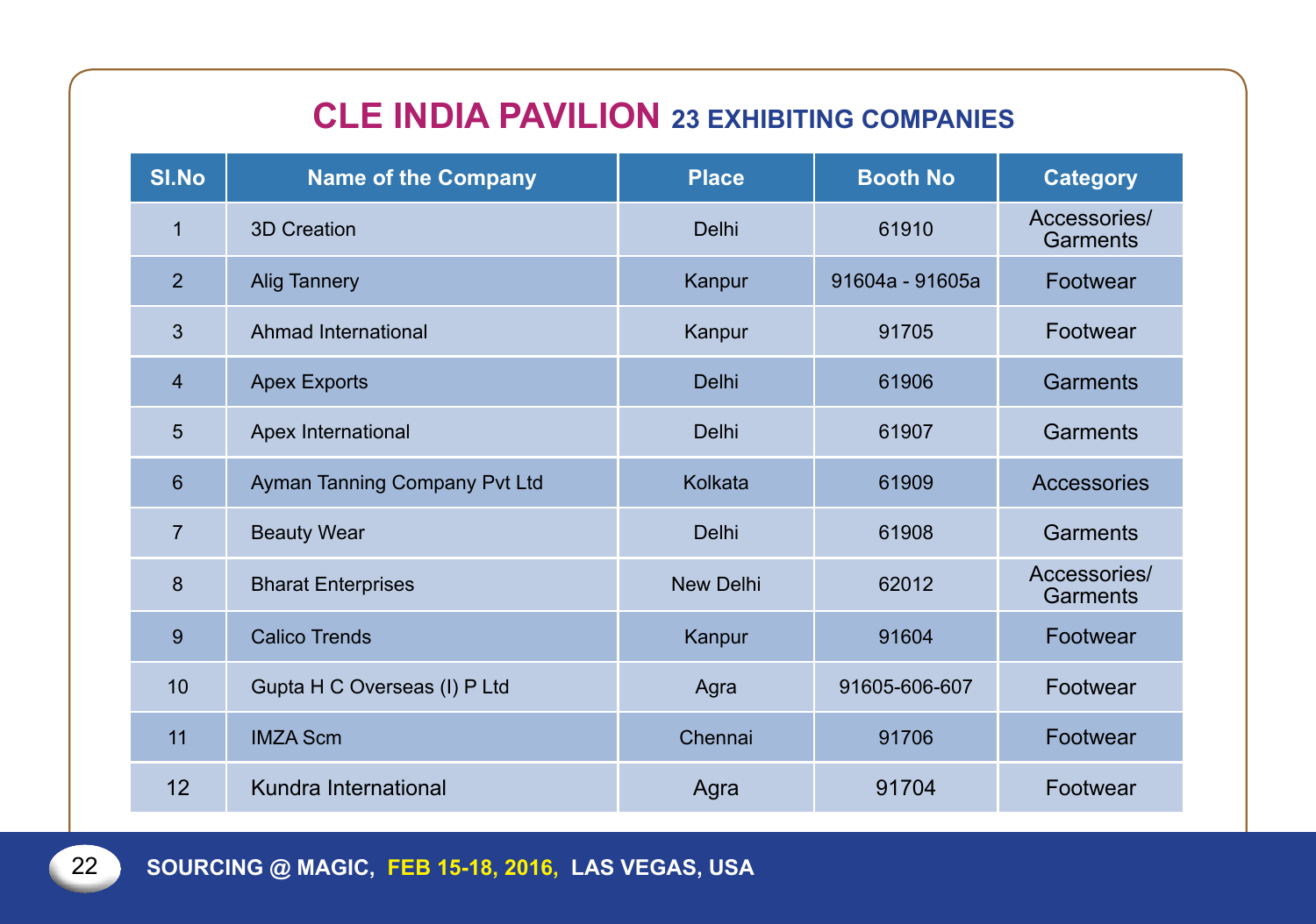# CLE INDIA PAVILION 23 EXHIBITING COMPANIES

| Sl.No | Name of the Company | Place | Booth No | Category |
|---|---|---|---|---|
| 1 | 3D Creation | Delhi | 61910 | Accessories/ Garments |
| 2 | Alig Tannery | Kanpur | 91604a - 91605a | Footwear |
| 3 | Ahmad International | Kanpur | 91705 | Footwear |
| 4 | Apex Exports | Delhi | 61906 | Garments |
| 5 | Apex International | Delhi | 61907 | Garments |
| 6 | Ayman Tanning Company Pvt Ltd | Kolkata | 61909 | Accessories |
| 7 | Beauty Wear | Delhi | 61908 | Garments |
| 8 | Bharat Enterprises | New Delhi | 62012 | Accessories/ Garments |
| 9 | Calico Trends | Kanpur | 91604 | Footwear |
| 10 | Gupta H C Overseas (I) P Ltd | Agra | 91605-606-607 | Footwear |
| 11 | IMZA Scm | Chennai | 91706 | Footwear |
| 12 | Kundra International | Agra | 91704 | Footwear |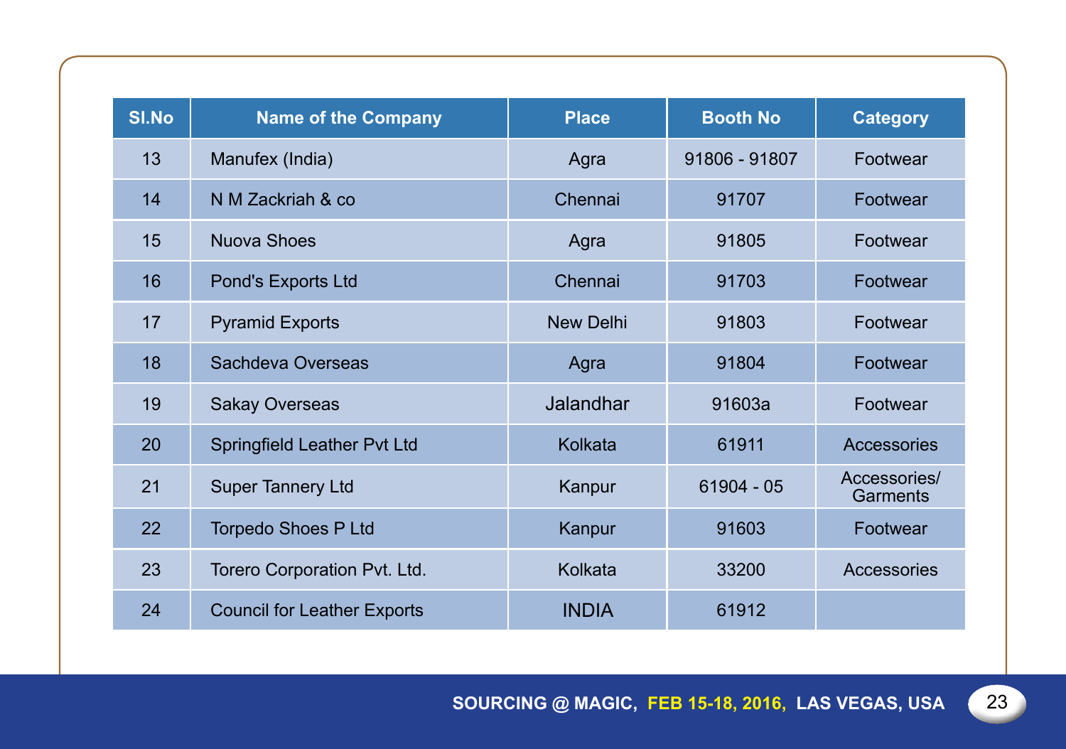| Sl.No | Name of the Company | Place | Booth No | Category |
|---|---|---|---|---|
| 13 | Manufex (India) | Agra | 91806 - 91807 | Footwear |
| 14 | N M Zackriah & co | Chennai | 91707 | Footwear |
| 15 | Nuova Shoes | Agra | 91805 | Footwear |
| 16 | Pond's Exports Ltd | Chennai | 91703 | Footwear |
| 17 | Pyramid Exports | New Delhi | 91803 | Footwear |
| 18 | Sachdeva Overseas | Agra | 91804 | Footwear |
| 19 | Sakay Overseas | Jalandhar | 91603a | Footwear |
| 20 | Springfield Leather Pvt Ltd | Kolkata | 61911 | Accessories |
| 21 | Super Tannery Ltd | Kanpur | 61904 - 05 | Accessories/ Garments |
| 22 | Torpedo Shoes P Ltd | Kanpur | 91603 | Footwear |
| 23 | Torero Corporation Pvt. Ltd. | Kolkata | 33200 | Accessories |
| 24 | Council for Leather Exports | INDIA | 61912 | |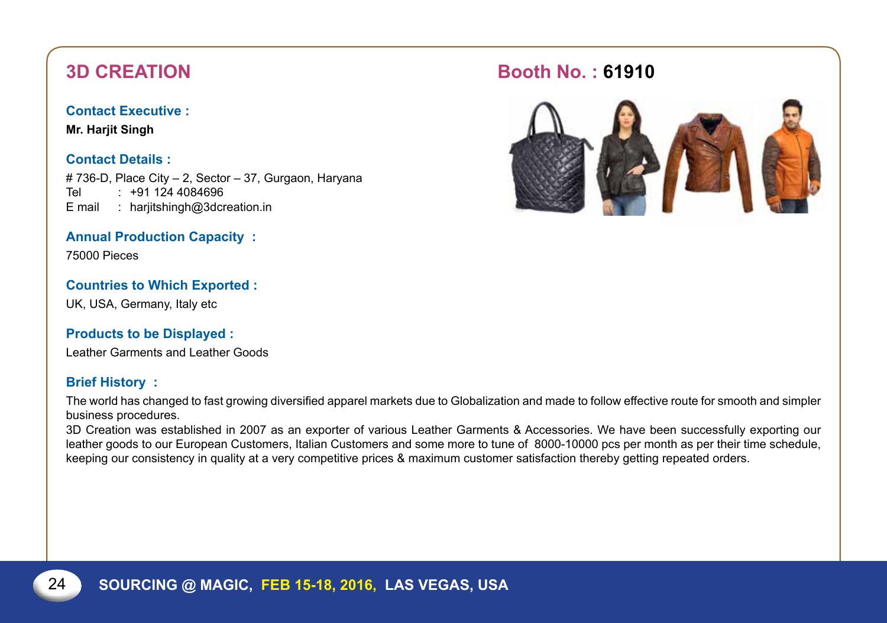## 3D CREATION

**Booth No. : 61910**

### Contact Executive :

**Mr. Harjit Singh**

### Contact Details :

# 736-D, Place City – 2, Sector – 37, Gurgaon, Haryana
Tel : +91 124 4084696
E mail : harjitshingh@3dcreation.in

### Annual Production Capacity :

75000 Pieces

### Countries to Which Exported :

UK, USA, Germany, Italy etc

### Products to be Displayed :

Leather Garments and Leather Goods

### Brief History :

The world has changed to fast growing diversified apparel markets due to Globalization and made to follow effective route for smooth and simpler business procedures.

3D Creation was established in 2007 as an exporter of various Leather Garments & Accessories. We have been successfully exporting our leather goods to our European Customers, Italian Customers and some more to tune of 8000-10000 pcs per month as per their time schedule, keeping our consistency in quality at a very competitive prices & maximum customer satisfaction thereby getting repeated orders.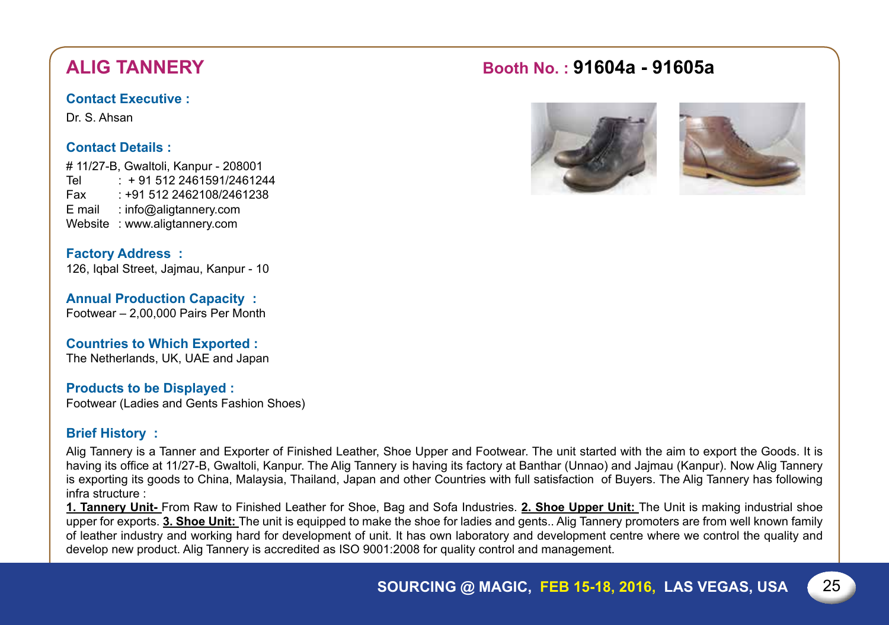## ALIG TANNERY

**Booth No. : 91604a - 91605a**

**Contact Executive :**

Dr. S. Ahsan

**Contact Details :**

# 11/27-B, Gwaltoli, Kanpur - 208001
Tel : + 91 512 2461591/2461244
Fax : +91 512 2462108/2461238
E mail : info@aligtannery.com
Website : www.aligtannery.com

**Factory Address :**

126, Iqbal Street, Jajmau, Kanpur - 10

**Annual Production Capacity :**

Footwear – 2,00,000 Pairs Per Month

**Countries to Which Exported :**

The Netherlands, UK, UAE and Japan

**Products to be Displayed :**

Footwear (Ladies and Gents Fashion Shoes)

**Brief History :**

Alig Tannery is a Tanner and Exporter of Finished Leather, Shoe Upper and Footwear. The unit started with the aim to export the Goods. It is having its office at 11/27-B, Gwaltoli, Kanpur. The Alig Tannery is having its factory at Banthar (Unnao) and Jajmau (Kanpur). Now Alig Tannery is exporting its goods to China, Malaysia, Thailand, Japan and other Countries with full satisfaction of Buyers. The Alig Tannery has following infra structure :

**1. Tannery Unit-** From Raw to Finished Leather for Shoe, Bag and Sofa Industries. **2. Shoe Upper Unit:** The Unit is making industrial shoe upper for exports. **3. Shoe Unit:** The unit is equipped to make the shoe for ladies and gents.. Alig Tannery promoters are from well known family of leather industry and working hard for development of unit. It has own laboratory and development centre where we control the quality and develop new product. Alig Tannery is accredited as ISO 9001:2008 for quality control and management.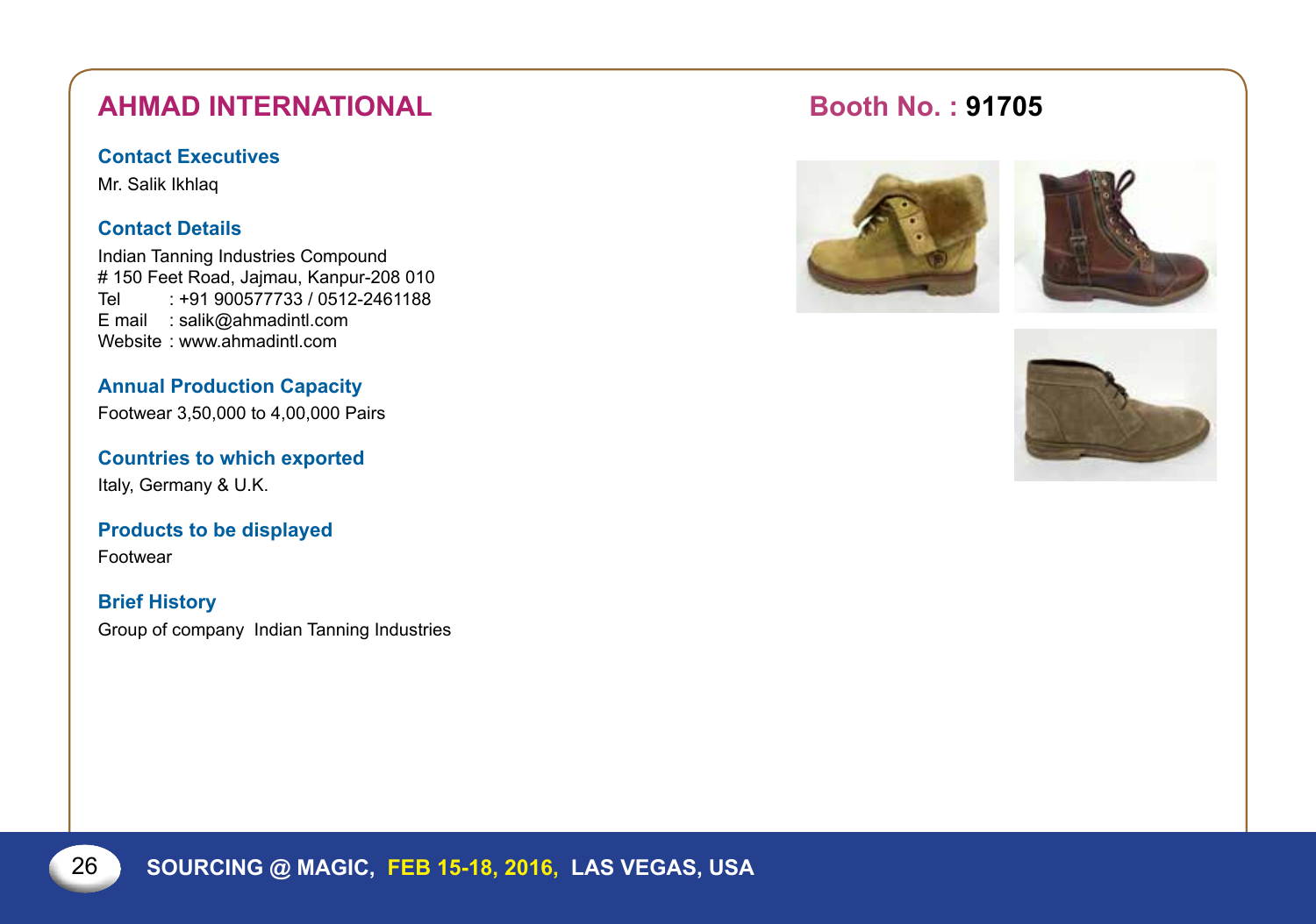## AHMAD INTERNATIONAL

**Booth No. : 91705**

### Contact Executives

Mr. Salik Ikhlaq

### Contact Details

Indian Tanning Industries Compound
# 150 Feet Road, Jajmau, Kanpur-208 010
Tel : +91 900577733 / 0512-2461188
E mail : salik@ahmadintl.com
Website : www.ahmadintl.com

### Annual Production Capacity

Footwear 3,50,000 to 4,00,000 Pairs

### Countries to which exported

Italy, Germany & U.K.

### Products to be displayed

Footwear

### Brief History

Group of company Indian Tanning Industries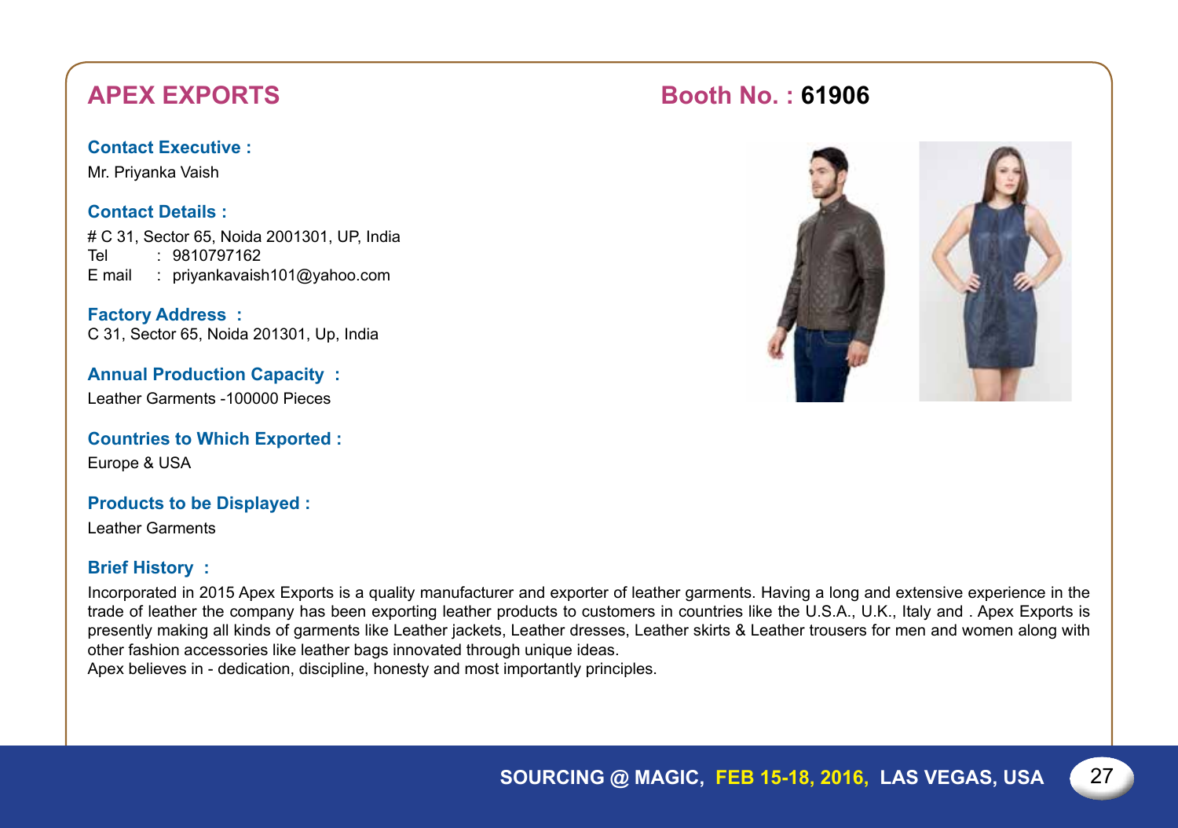## APEX EXPORTS

**Booth No. : 61906**

**Contact Executive :**

Mr. Priyanka Vaish

**Contact Details :**

# C 31, Sector 65, Noida 2001301, UP, India
Tel : 9810797162
E mail : priyankavaish101@yahoo.com

**Factory Address :**

C 31, Sector 65, Noida 201301, Up, India

**Annual Production Capacity :**

Leather Garments -100000 Pieces

**Countries to Which Exported :**

Europe & USA

**Products to be Displayed :**

Leather Garments

**Brief History :**

Incorporated in 2015 Apex Exports is a quality manufacturer and exporter of leather garments. Having a long and extensive experience in the trade of leather the company has been exporting leather products to customers in countries like the U.S.A., U.K., Italy and . Apex Exports is presently making all kinds of garments like Leather jackets, Leather dresses, Leather skirts & Leather trousers for men and women along with other fashion accessories like leather bags innovated through unique ideas.

Apex believes in - dedication, discipline, honesty and most importantly principles.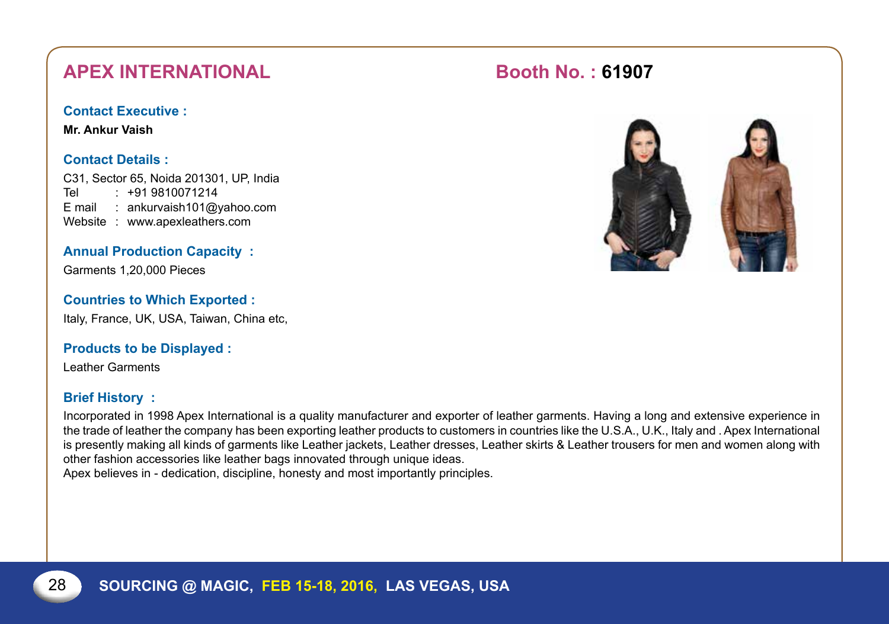## APEX INTERNATIONAL

**Booth No. : 61907**

**Contact Executive :**

**Mr. Ankur Vaish**

**Contact Details :**

C31, Sector 65, Noida 201301, UP, India
Tel : +91 9810071214
E mail : ankurvaish101@yahoo.com
Website : www.apexleathers.com

**Annual Production Capacity :**

Garments 1,20,000 Pieces

**Countries to Which Exported :**

Italy, France, UK, USA, Taiwan, China etc,

**Products to be Displayed :**

Leather Garments

**Brief History :**

Incorporated in 1998 Apex International is a quality manufacturer and exporter of leather garments. Having a long and extensive experience in the trade of leather the company has been exporting leather products to customers in countries like the U.S.A., U.K., Italy and . Apex International is presently making all kinds of garments like Leather jackets, Leather dresses, Leather skirts & Leather trousers for men and women along with other fashion accessories like leather bags innovated through unique ideas.

Apex believes in - dedication, discipline, honesty and most importantly principles.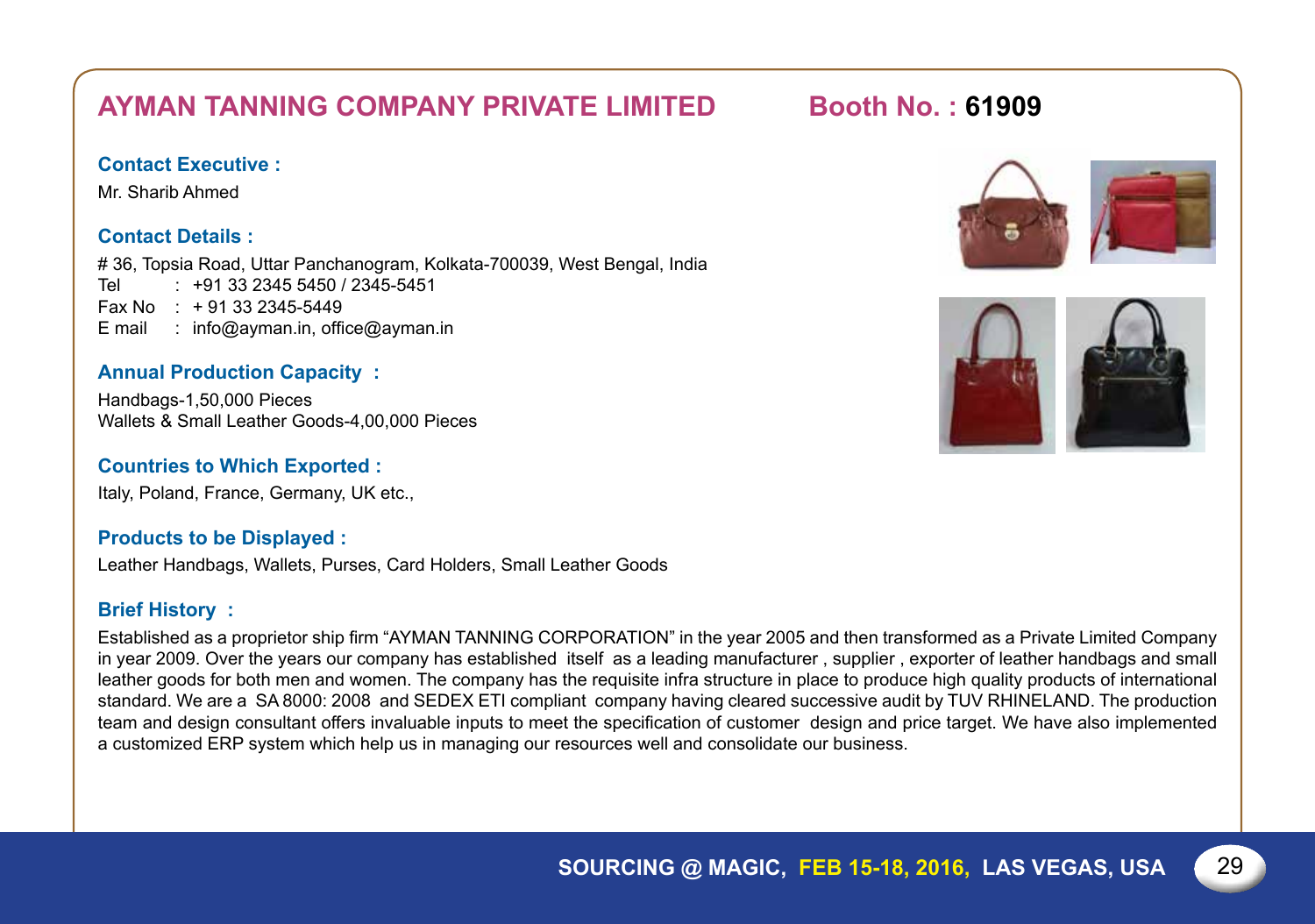## AYMAN TANNING COMPANY PRIVATE LIMITED

**Booth No. : 61909**

**Contact Executive :**

Mr. Sharib Ahmed

**Contact Details :**

# 36, Topsia Road, Uttar Panchanogram, Kolkata-700039, West Bengal, India
Tel : +91 33 2345 5450 / 2345-5451
Fax No : + 91 33 2345-5449
E mail : info@ayman.in, office@ayman.in

**Annual Production Capacity :**

Handbags-1,50,000 Pieces
Wallets & Small Leather Goods-4,00,000 Pieces

**Countries to Which Exported :**

Italy, Poland, France, Germany, UK etc.,

**Products to be Displayed :**

Leather Handbags, Wallets, Purses, Card Holders, Small Leather Goods

**Brief History :**

Established as a proprietor ship firm "AYMAN TANNING CORPORATION" in the year 2005 and then transformed as a Private Limited Company in year 2009. Over the years our company has established itself as a leading manufacturer , supplier , exporter of leather handbags and small leather goods for both men and women. The company has the requisite infra structure in place to produce high quality products of international standard. We are a SA 8000: 2008 and SEDEX ETI compliant company having cleared successive audit by TUV RHINELAND. The production team and design consultant offers invaluable inputs to meet the specification of customer design and price target. We have also implemented a customized ERP system which help us in managing our resources well and consolidate our business.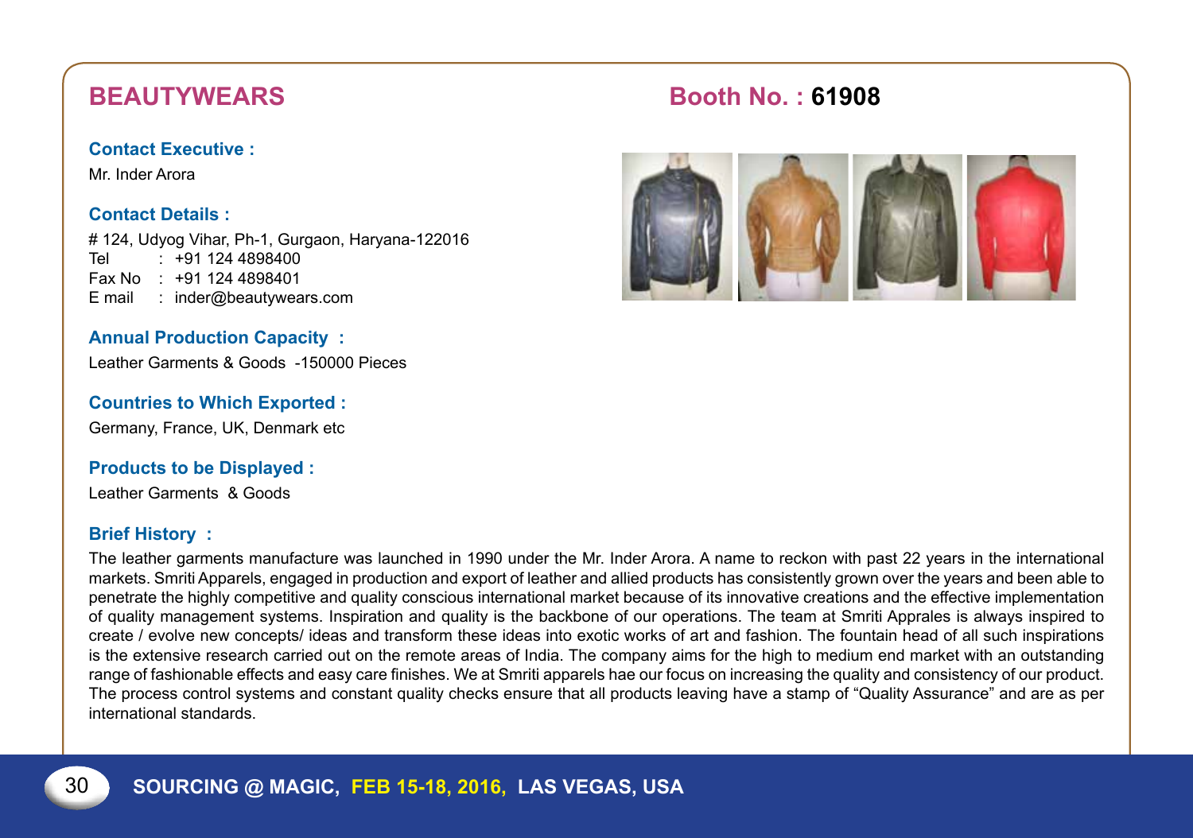## BEAUTYWEARS

**Booth No. : 61908**

**Contact Executive :**

Mr. Inder Arora

**Contact Details :**

# 124, Udyog Vihar, Ph-1, Gurgaon, Haryana-122016
Tel : +91 124 4898400
Fax No : +91 124 4898401
E mail : inder@beautywears.com

**Annual Production Capacity :**

Leather Garments & Goods -150000 Pieces

**Countries to Which Exported :**

Germany, France, UK, Denmark etc

**Products to be Displayed :**

Leather Garments & Goods

**Brief History :**

The leather garments manufacture was launched in 1990 under the Mr. Inder Arora. A name to reckon with past 22 years in the international markets. Smriti Apparels, engaged in production and export of leather and allied products has consistently grown over the years and been able to penetrate the highly competitive and quality conscious international market because of its innovative creations and the effective implementation of quality management systems. Inspiration and quality is the backbone of our operations. The team at Smriti Apprales is always inspired to create / evolve new concepts/ ideas and transform these ideas into exotic works of art and fashion. The fountain head of all such inspirations is the extensive research carried out on the remote areas of India. The company aims for the high to medium end market with an outstanding range of fashionable effects and easy care finishes. We at Smriti apparels hae our focus on increasing the quality and consistency of our product. The process control systems and constant quality checks ensure that all products leaving have a stamp of "Quality Assurance" and are as per international standards.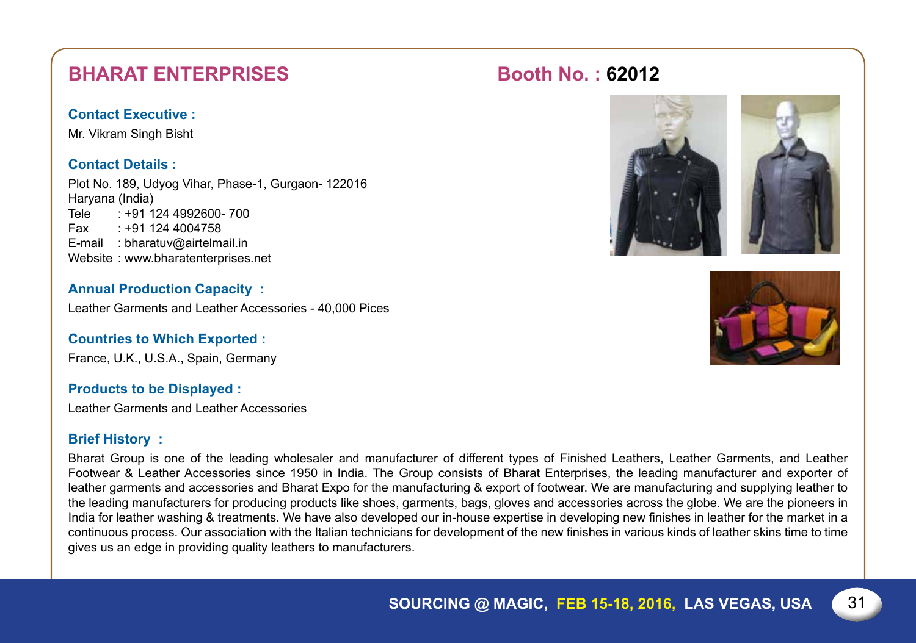## BHARAT ENTERPRISES

## Booth No. : **62012**

**Contact Executive :**

Mr. Vikram Singh Bisht

**Contact Details :**

Plot No. 189, Udyog Vihar, Phase-1, Gurgaon- 122016
Haryana (India)
Tele : +91 124 4992600- 700
Fax : +91 124 4004758
E-mail : bharatuv@airtelmail.in
Website : www.bharatenterprises.net

**Annual Production Capacity :**

Leather Garments and Leather Accessories - 40,000 Pices

**Countries to Which Exported :**

France, U.K., U.S.A., Spain, Germany

**Products to be Displayed :**

Leather Garments and Leather Accessories

**Brief History :**

Bharat Group is one of the leading wholesaler and manufacturer of different types of Finished Leathers, Leather Garments, and Leather Footwear & Leather Accessories since 1950 in India. The Group consists of Bharat Enterprises, the leading manufacturer and exporter of leather garments and accessories and Bharat Expo for the manufacturing & export of footwear. We are manufacturing and supplying leather to the leading manufacturers for producing products like shoes, garments, bags, gloves and accessories across the globe. We are the pioneers in India for leather washing & treatments. We have also developed our in-house expertise in developing new finishes in leather for the market in a continuous process. Our association with the Italian technicians for development of the new finishes in various kinds of leather skins time to time gives us an edge in providing quality leathers to manufacturers.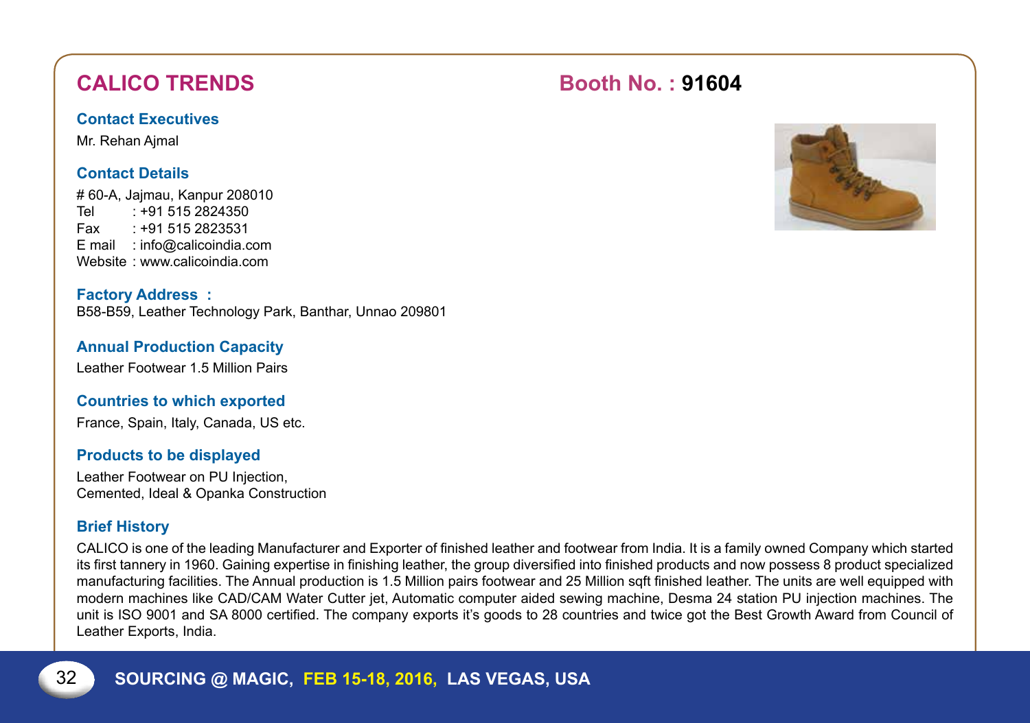## CALICO TRENDS

**Booth No. : 91604**

### Contact Executives

Mr. Rehan Ajmal

### Contact Details

# 60-A, Jajmau, Kanpur 208010
Tel : +91 515 2824350
Fax : +91 515 2823531
E mail : info@calicoindia.com
Website : www.calicoindia.com

### Factory Address :

B58-B59, Leather Technology Park, Banthar, Unnao 209801

### Annual Production Capacity

Leather Footwear 1.5 Million Pairs

### Countries to which exported

France, Spain, Italy, Canada, US etc.

### Products to be displayed

Leather Footwear on PU Injection,
Cemented, Ideal & Opanka Construction

### Brief History

CALICO is one of the leading Manufacturer and Exporter of finished leather and footwear from India. It is a family owned Company which started its first tannery in 1960. Gaining expertise in finishing leather, the group diversified into finished products and now possess 8 product specialized manufacturing facilities. The Annual production is 1.5 Million pairs footwear and 25 Million sqft finished leather. The units are well equipped with modern machines like CAD/CAM Water Cutter jet, Automatic computer aided sewing machine, Desma 24 station PU injection machines. The unit is ISO 9001 and SA 8000 certified. The company exports it's goods to 28 countries and twice got the Best Growth Award from Council of Leather Exports, India.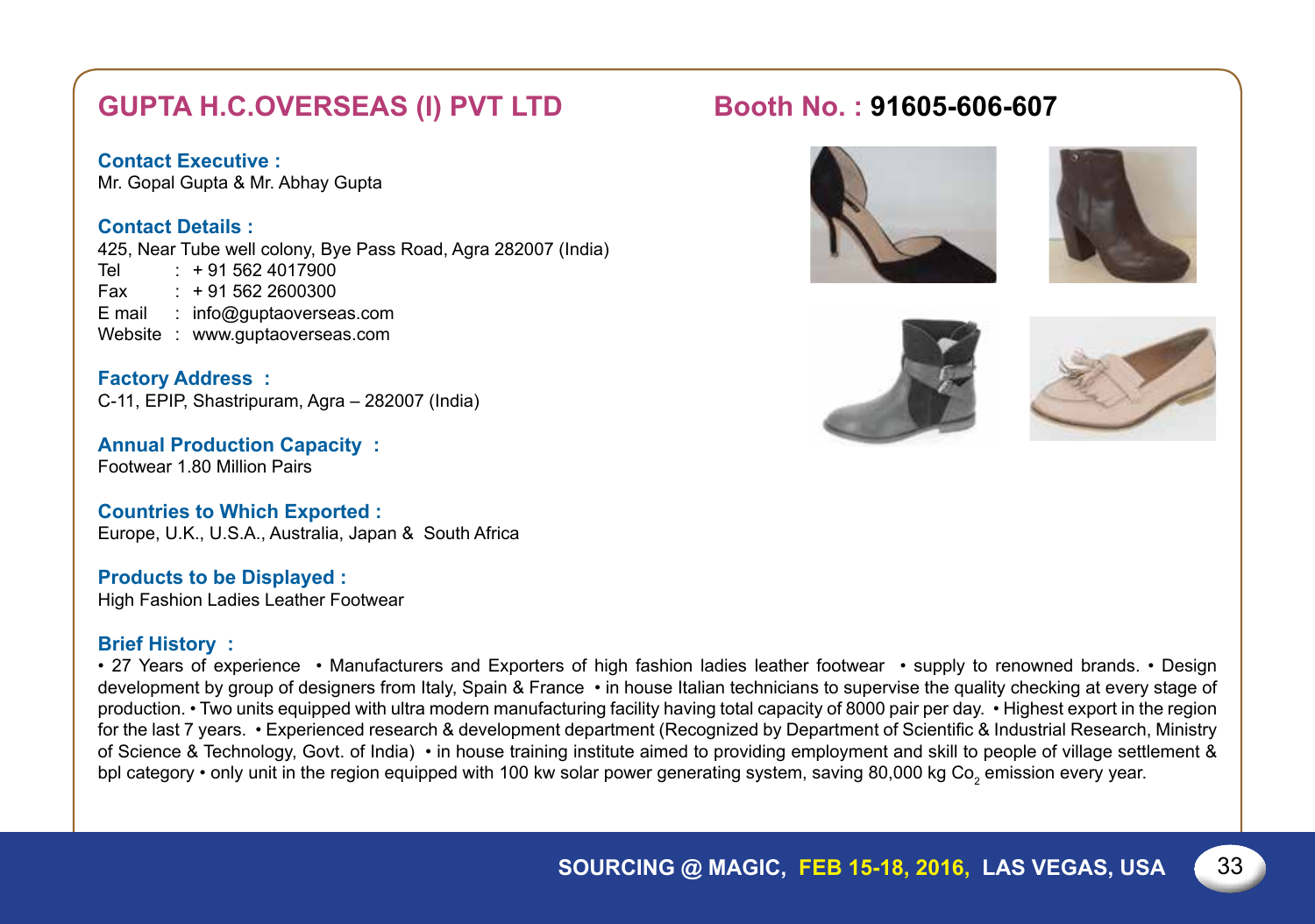## GUPTA H.C.OVERSEAS (I) PVT LTD

**Booth No. : 91605-606-607**

**Contact Executive :**
Mr. Gopal Gupta & Mr. Abhay Gupta

**Contact Details :**
425, Near Tube well colony, Bye Pass Road, Agra 282007 (India)
Tel : + 91 562 4017900
Fax : + 91 562 2600300
E mail : info@guptaoverseas.com
Website : www.guptaoverseas.com

**Factory Address :**
C-11, EPIP, Shastripuram, Agra – 282007 (India)

**Annual Production Capacity :**
Footwear 1.80 Million Pairs

**Countries to Which Exported :**
Europe, U.K., U.S.A., Australia, Japan & South Africa

**Products to be Displayed :**
High Fashion Ladies Leather Footwear

**Brief History :**
• 27 Years of experience • Manufacturers and Exporters of high fashion ladies leather footwear • supply to renowned brands. • Design development by group of designers from Italy, Spain & France • in house Italian technicians to supervise the quality checking at every stage of production. • Two units equipped with ultra modern manufacturing facility having total capacity of 8000 pair per day. • Highest export in the region for the last 7 years. • Experienced research & development department (Recognized by Department of Scientific & Industrial Research, Ministry of Science & Technology, Govt. of India) • in house training institute aimed to providing employment and skill to people of village settlement & bpl category • only unit in the region equipped with 100 kw solar power generating system, saving 80,000 kg $Co_2$ emission every year.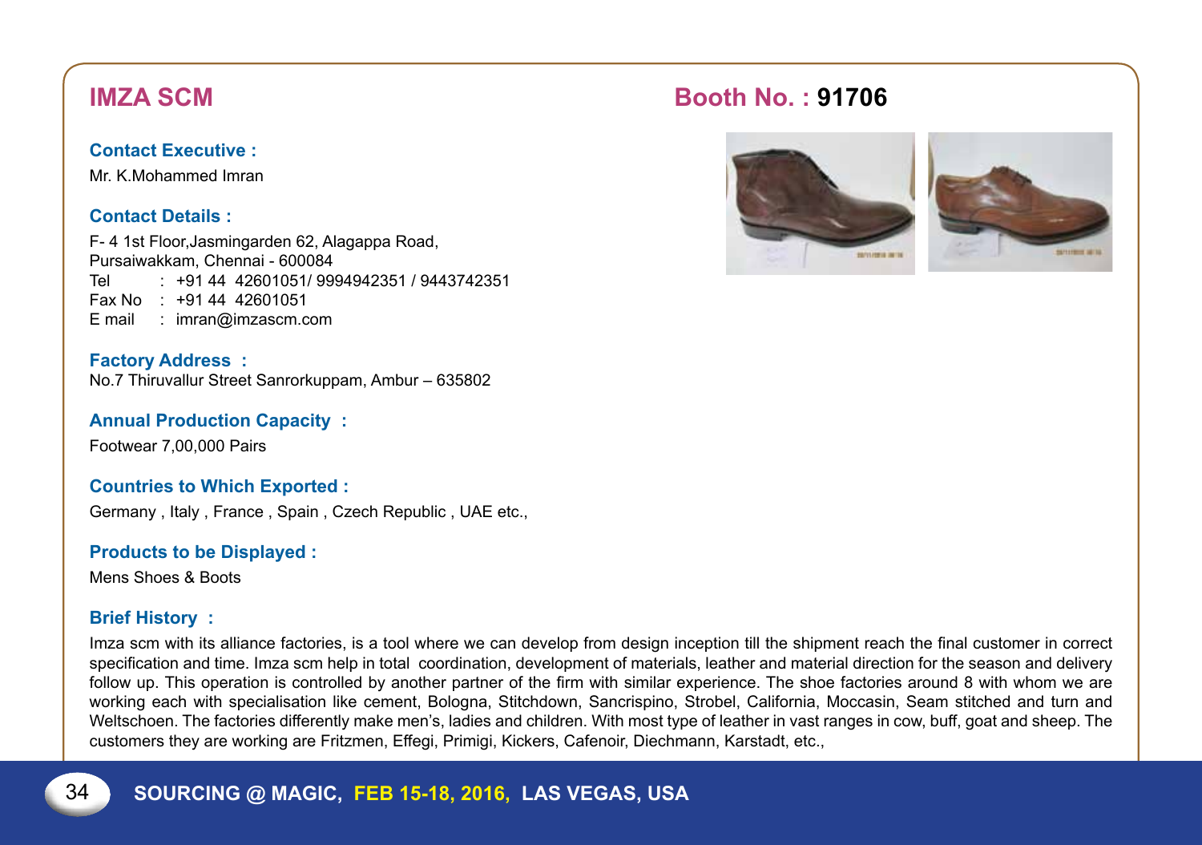## IMZA SCM

## Booth No. : 91706

**Contact Executive :**

Mr. K.Mohammed Imran

**Contact Details :**

F- 4 1st Floor,Jasmingarden 62, Alagappa Road,
Pursaiwakkam, Chennai - 600084
Tel : +91 44 42601051/ 9994942351 / 9443742351
Fax No : +91 44 42601051
E mail : imran@imzascm.com

**Factory Address :**

No.7 Thiruvallur Street Sanrorkuppam, Ambur – 635802

**Annual Production Capacity :**

Footwear 7,00,000 Pairs

**Countries to Which Exported :**

Germany , Italy , France , Spain , Czech Republic , UAE etc.,

**Products to be Displayed :**

Mens Shoes & Boots

**Brief History :**

Imza scm with its alliance factories, is a tool where we can develop from design inception till the shipment reach the final customer in correct specification and time. Imza scm help in total coordination, development of materials, leather and material direction for the season and delivery follow up. This operation is controlled by another partner of the firm with similar experience. The shoe factories around 8 with whom we are working each with specialisation like cement, Bologna, Stitchdown, Sancrispino, Strobel, California, Moccasin, Seam stitched and turn and Weltschoen. The factories differently make men's, ladies and children. With most type of leather in vast ranges in cow, buff, goat and sheep. The customers they are working are Fritzmen, Effegi, Primigi, Kickers, Cafenoir, Diechmann, Karstadt, etc.,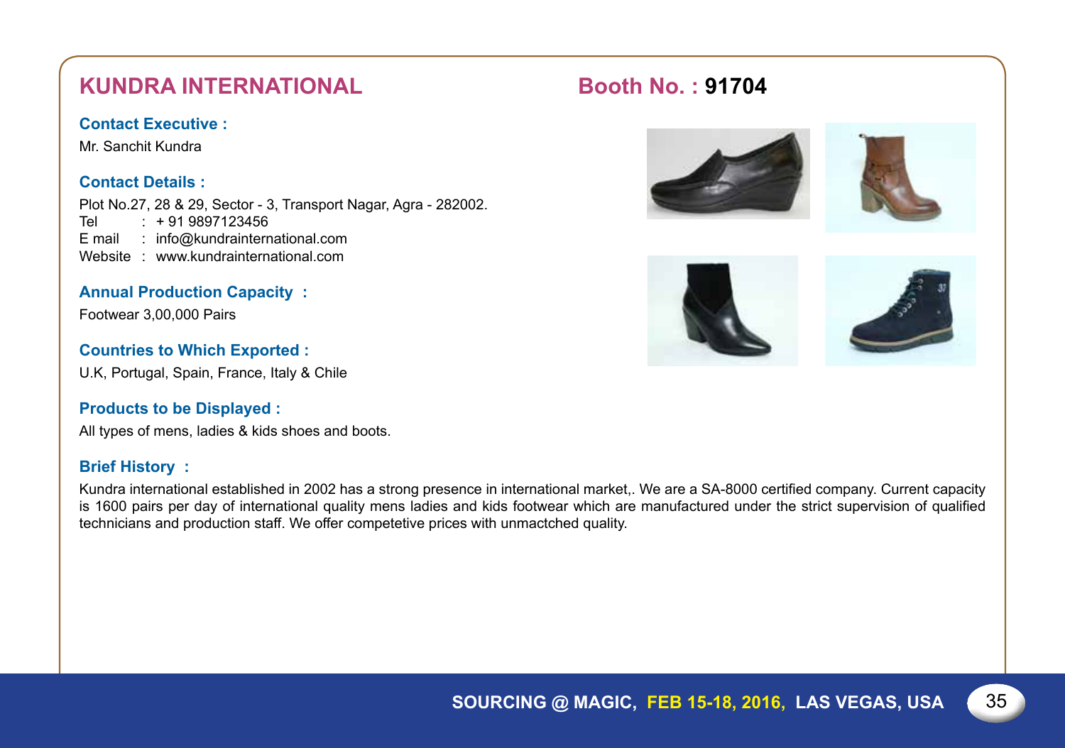# KUNDRA INTERNATIONAL

## Booth No. : 91704

### Contact Executive :

Mr. Sanchit Kundra

### Contact Details :

Plot No.27, 28 & 29, Sector - 3, Transport Nagar, Agra - 282002.
Tel : + 91 9897123456
E mail : info@kundrainternational.com
Website : www.kundrainternational.com

### Annual Production Capacity :

Footwear 3,00,000 Pairs

### Countries to Which Exported :

U.K, Portugal, Spain, France, Italy & Chile

### Products to be Displayed :

All types of mens, ladies & kids shoes and boots.

### Brief History :

Kundra international established in 2002 has a strong presence in international market,. We are a SA-8000 certified company. Current capacity is 1600 pairs per day of international quality mens ladies and kids footwear which are manufactured under the strict supervision of qualified technicians and production staff. We offer competetive prices with unmactched quality.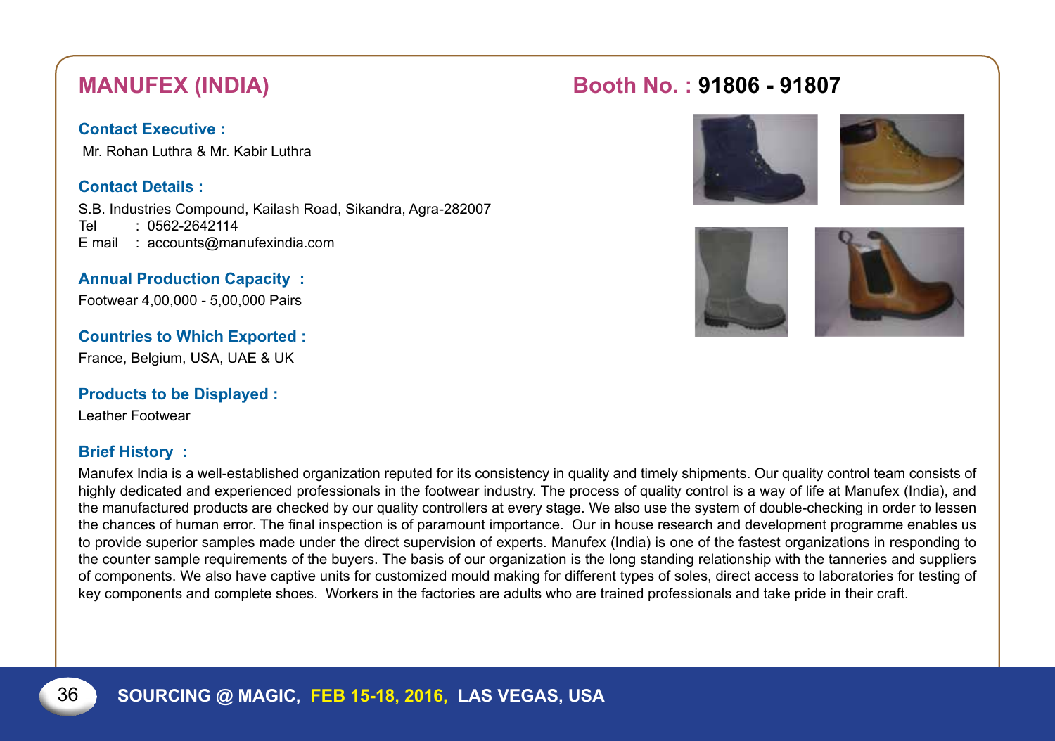## MANUFEX (INDIA)

**Booth No. : 91806 - 91807**

**Contact Executive :**

Mr. Rohan Luthra & Mr. Kabir Luthra

**Contact Details :**

S.B. Industries Compound, Kailash Road, Sikandra, Agra-282007
Tel : 0562-2642114
E mail : accounts@manufexindia.com

**Annual Production Capacity :**

Footwear 4,00,000 - 5,00,000 Pairs

**Countries to Which Exported :**

France, Belgium, USA, UAE & UK

**Products to be Displayed :**

Leather Footwear

**Brief History :**

Manufex India is a well-established organization reputed for its consistency in quality and timely shipments. Our quality control team consists of highly dedicated and experienced professionals in the footwear industry. The process of quality control is a way of life at Manufex (India), and the manufactured products are checked by our quality controllers at every stage. We also use the system of double-checking in order to lessen the chances of human error. The final inspection is of paramount importance. Our in house research and development programme enables us to provide superior samples made under the direct supervision of experts. Manufex (India) is one of the fastest organizations in responding to the counter sample requirements of the buyers. The basis of our organization is the long standing relationship with the tanneries and suppliers of components. We also have captive units for customized mould making for different types of soles, direct access to laboratories for testing of key components and complete shoes. Workers in the factories are adults who are trained professionals and take pride in their craft.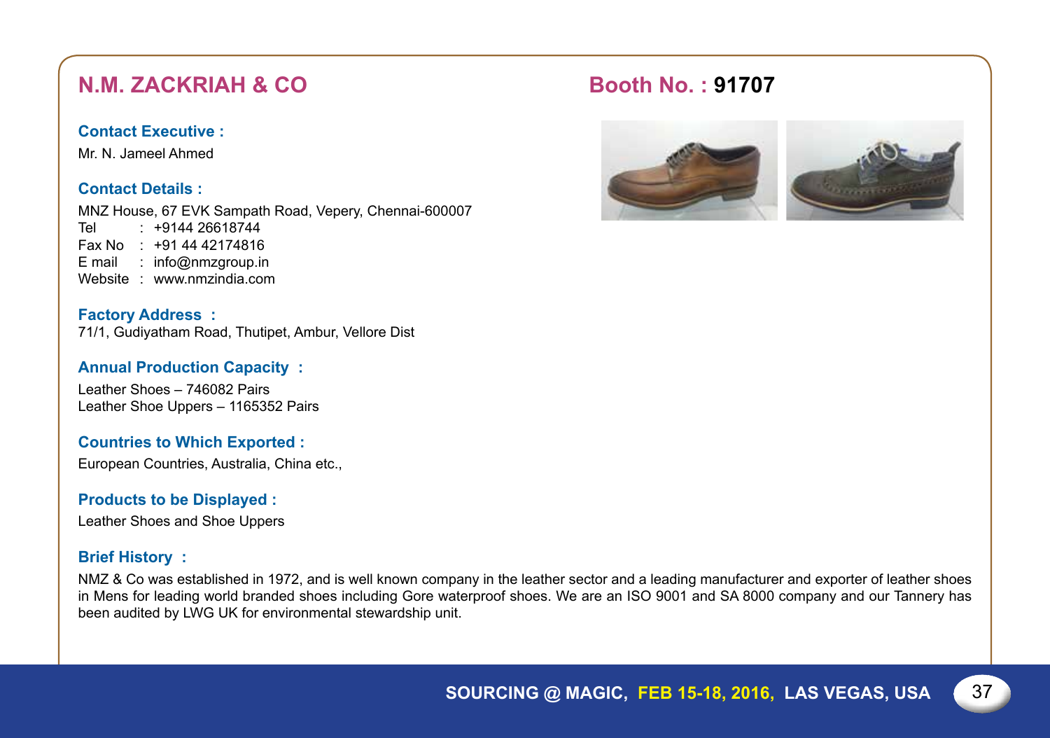## N.M. ZACKRIAH & CO

## Booth No. : 91707

### Contact Executive :

Mr. N. Jameel Ahmed

### Contact Details :

MNZ House, 67 EVK Sampath Road, Vepery, Chennai-600007
Tel : +9144 26618744
Fax No : +91 44 42174816
E mail : info@nmzgroup.in
Website : www.nmzindia.com

### Factory Address :

71/1, Gudiyatham Road, Thutipet, Ambur, Vellore Dist

### Annual Production Capacity :

Leather Shoes – 746082 Pairs
Leather Shoe Uppers – 1165352 Pairs

### Countries to Which Exported :

European Countries, Australia, China etc.,

### Products to be Displayed :

Leather Shoes and Shoe Uppers

### Brief History :

NMZ & Co was established in 1972, and is well known company in the leather sector and a leading manufacturer and exporter of leather shoes in Mens for leading world branded shoes including Gore waterproof shoes. We are an ISO 9001 and SA 8000 company and our Tannery has been audited by LWG UK for environmental stewardship unit.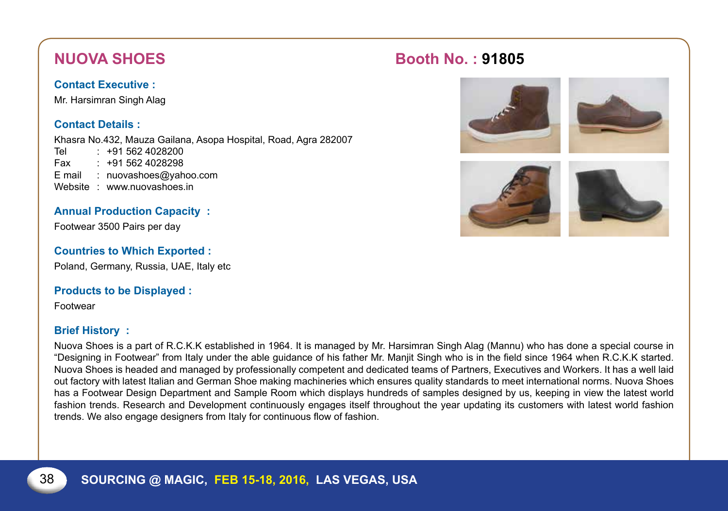## NUOVA SHOES

## Booth No. : 91805

**Contact Executive :**

Mr. Harsimran Singh Alag

**Contact Details :**

Khasra No.432, Mauza Gailana, Asopa Hospital, Road, Agra 282007

Tel : +91 562 4028200

Fax : +91 562 4028298

E mail : nuovashoes@yahoo.com

Website : www.nuovashoes.in

**Annual Production Capacity :**

Footwear 3500 Pairs per day

**Countries to Which Exported :**

Poland, Germany, Russia, UAE, Italy etc

**Products to be Displayed :**

Footwear

**Brief History :**

Nuova Shoes is a part of R.C.K.K established in 1964. It is managed by Mr. Harsimran Singh Alag (Mannu) who has done a special course in "Designing in Footwear" from Italy under the able guidance of his father Mr. Manjit Singh who is in the field since 1964 when R.C.K.K started. Nuova Shoes is headed and managed by professionally competent and dedicated teams of Partners, Executives and Workers. It has a well laid out factory with latest Italian and German Shoe making machineries which ensures quality standards to meet international norms. Nuova Shoes has a Footwear Design Department and Sample Room which displays hundreds of samples designed by us, keeping in view the latest world fashion trends. Research and Development continuously engages itself throughout the year updating its customers with latest world fashion trends. We also engage designers from Italy for continuous flow of fashion.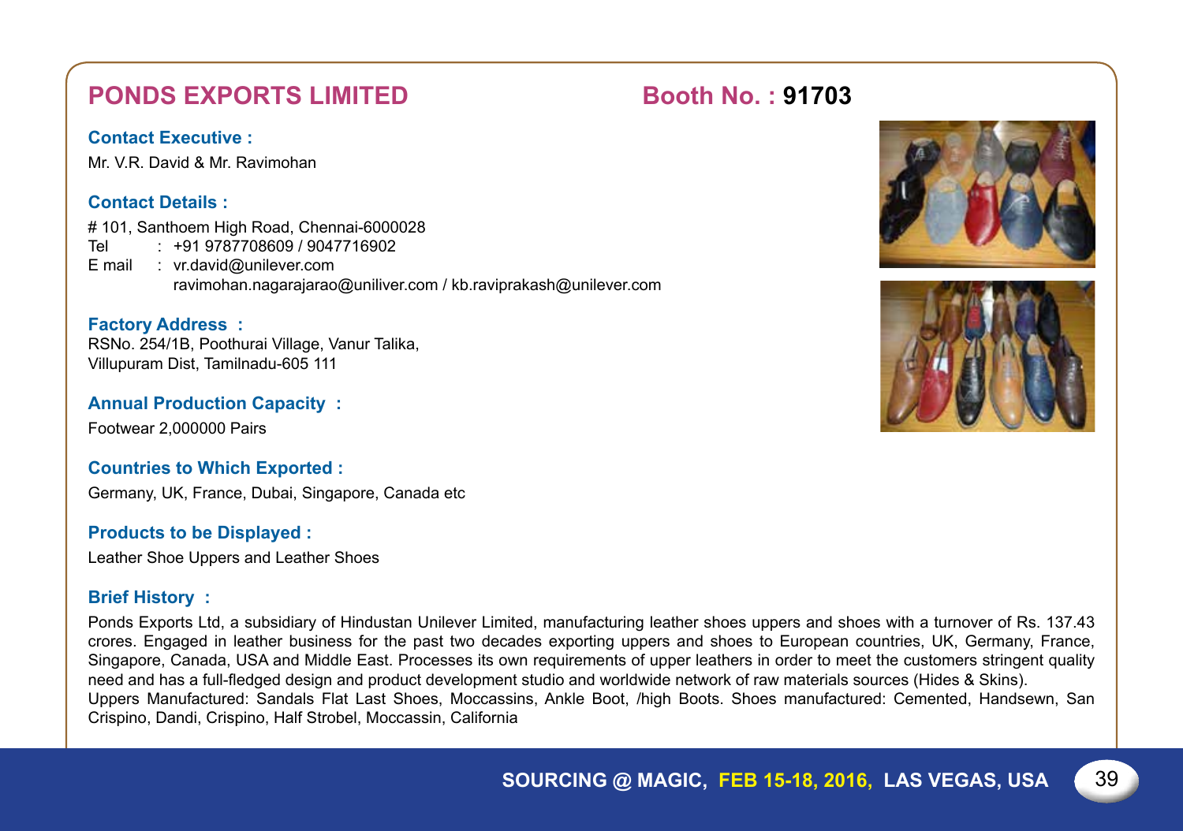## PONDS EXPORTS LIMITED

## Booth No. : 91703

**Contact Executive :**

Mr. V.R. David & Mr. Ravimohan

**Contact Details :**

# 101, Santhoem High Road, Chennai-6000028
Tel : +91 9787708609 / 9047716902
E mail : vr.david@unilever.com
ravimohan.nagarajarao@uniliver.com / kb.raviprakash@unilever.com

**Factory Address :**

RSNo. 254/1B, Poothurai Village, Vanur Talika,
Villupuram Dist, Tamilnadu-605 111

**Annual Production Capacity :**

Footwear 2,000000 Pairs

**Countries to Which Exported :**

Germany, UK, France, Dubai, Singapore, Canada etc

**Products to be Displayed :**

Leather Shoe Uppers and Leather Shoes

**Brief History :**

Ponds Exports Ltd, a subsidiary of Hindustan Unilever Limited, manufacturing leather shoes uppers and shoes with a turnover of Rs. 137.43 crores. Engaged in leather business for the past two decades exporting uppers and shoes to European countries, UK, Germany, France, Singapore, Canada, USA and Middle East. Processes its own requirements of upper leathers in order to meet the customers stringent quality need and has a full-fledged design and product development studio and worldwide network of raw materials sources (Hides & Skins).
Uppers Manufactured: Sandals Flat Last Shoes, Moccassins, Ankle Boot, /high Boots. Shoes manufactured: Cemented, Handsewn, San Crispino, Dandi, Crispino, Half Strobel, Moccassin, California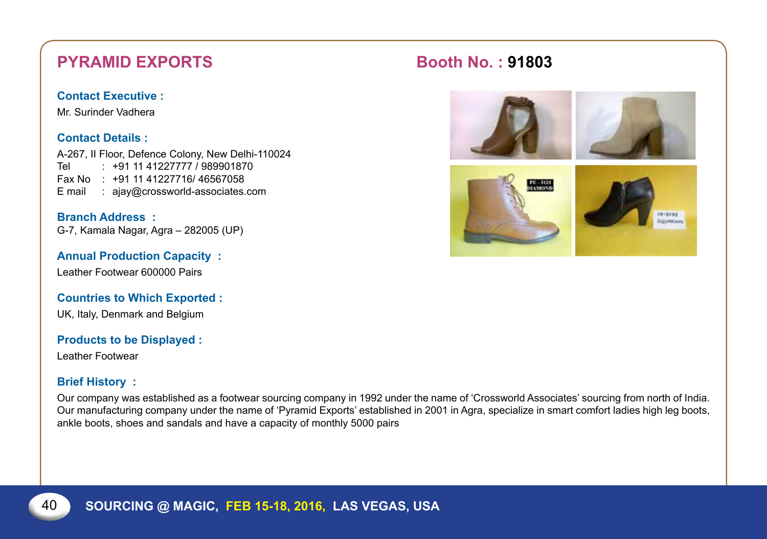## PYRAMID EXPORTS

**Booth No. : 91803**

**Contact Executive :**

Mr. Surinder Vadhera

**Contact Details :**

A-267, II Floor, Defence Colony, New Delhi-110024
Tel : +91 11 41227777 / 989901870
Fax No : +91 11 41227716/ 46567058
E mail : ajay@crossworld-associates.com

**Branch Address :**

G-7, Kamala Nagar, Agra – 282005 (UP)

**Annual Production Capacity :**

Leather Footwear 600000 Pairs

**Countries to Which Exported :**

UK, Italy, Denmark and Belgium

**Products to be Displayed :**

Leather Footwear

**Brief History :**

Our company was established as a footwear sourcing company in 1992 under the name of 'Crossworld Associates' sourcing from north of India. Our manufacturing company under the name of 'Pyramid Exports' established in 2001 in Agra, specialize in smart comfort ladies high leg boots, ankle boots, shoes and sandals and have a capacity of monthly 5000 pairs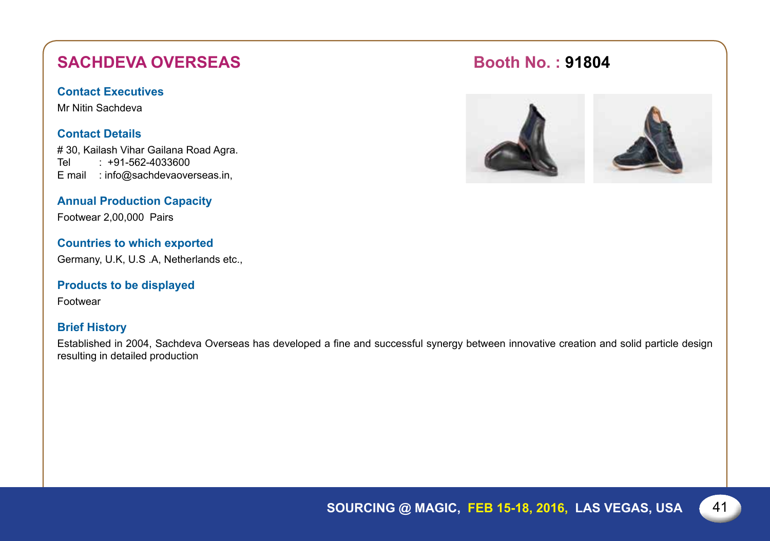## SACHDEVA OVERSEAS

**Booth No. : 91804**

### Contact Executives

Mr Nitin Sachdeva

### Contact Details

# 30, Kailash Vihar Gailana Road Agra.
Tel : +91-562-4033600
E mail : info@sachdevaoverseas.in,

### Annual Production Capacity

Footwear 2,00,000 Pairs

### Countries to which exported

Germany, U.K, U.S .A, Netherlands etc.,

### Products to be displayed

Footwear

### Brief History

Established in 2004, Sachdeva Overseas has developed a fine and successful synergy between innovative creation and solid particle design resulting in detailed production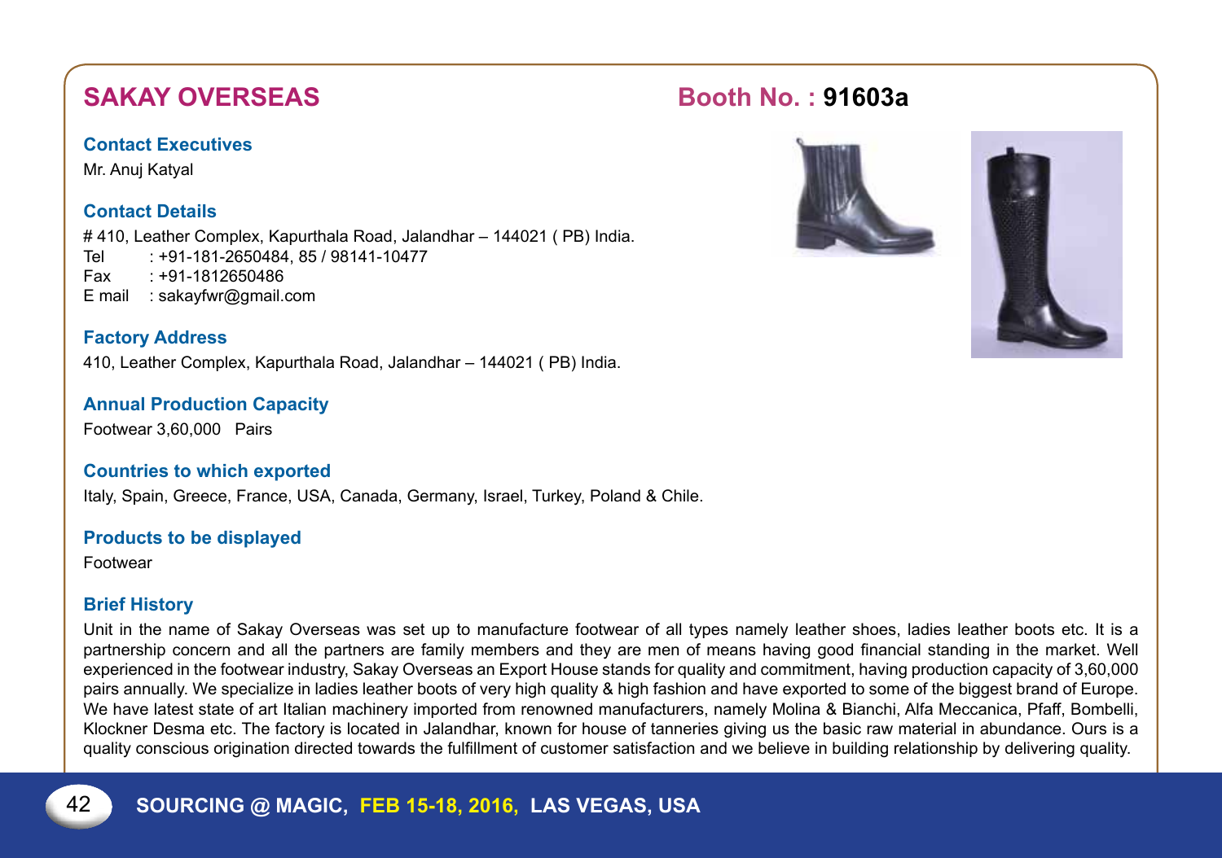## SAKAY OVERSEAS

**Booth No. : 91603a**

### Contact Executives

Mr. Anuj Katyal

### Contact Details

# 410, Leather Complex, Kapurthala Road, Jalandhar – 144021 ( PB) India.
Tel : +91-181-2650484, 85 / 98141-10477
Fax : +91-1812650486
E mail : sakayfwr@gmail.com

### Factory Address

410, Leather Complex, Kapurthala Road, Jalandhar – 144021 ( PB) India.

### Annual Production Capacity

Footwear 3,60,000 Pairs

### Countries to which exported

Italy, Spain, Greece, France, USA, Canada, Germany, Israel, Turkey, Poland & Chile.

### Products to be displayed

Footwear

### Brief History

Unit in the name of Sakay Overseas was set up to manufacture footwear of all types namely leather shoes, ladies leather boots etc. It is a partnership concern and all the partners are family members and they are men of means having good financial standing in the market. Well experienced in the footwear industry, Sakay Overseas an Export House stands for quality and commitment, having production capacity of 3,60,000 pairs annually. We specialize in ladies leather boots of very high quality & high fashion and have exported to some of the biggest brand of Europe. We have latest state of art Italian machinery imported from renowned manufacturers, namely Molina & Bianchi, Alfa Meccanica, Pfaff, Bombelli, Klockner Desma etc. The factory is located in Jalandhar, known for house of tanneries giving us the basic raw material in abundance. Ours is a quality conscious origination directed towards the fulfillment of customer satisfaction and we believe in building relationship by delivering quality.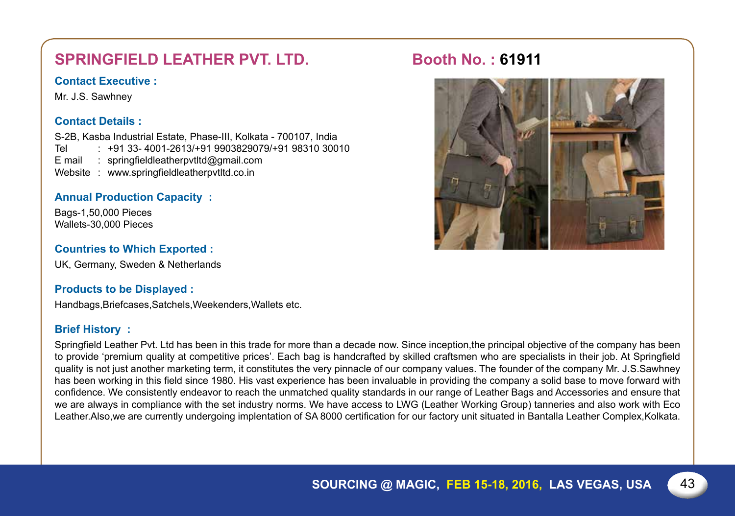## SPRINGFIELD LEATHER PVT. LTD.

## Booth No. : 61911

**Contact Executive :**

Mr. J.S. Sawhney

**Contact Details :**

S-2B, Kasba Industrial Estate, Phase-III, Kolkata - 700107, India
Tel : +91 33- 4001-2613/+91 9903829079/+91 98310 30010
E mail : springfieldleatherpvtltd@gmail.com
Website : www.springfieldleatherpvtltd.co.in

**Annual Production Capacity :**

Bags-1,50,000 Pieces
Wallets-30,000 Pieces

**Countries to Which Exported :**

UK, Germany, Sweden & Netherlands

**Products to be Displayed :**

Handbags,Briefcases,Satchels,Weekenders,Wallets etc.

**Brief History :**

Springfield Leather Pvt. Ltd has been in this trade for more than a decade now. Since inception,the principal objective of the company has been to provide 'premium quality at competitive prices'. Each bag is handcrafted by skilled craftsmen who are specialists in their job. At Springfield quality is not just another marketing term, it constitutes the very pinnacle of our company values. The founder of the company Mr. J.S.Sawhney has been working in this field since 1980. His vast experience has been invaluable in providing the company a solid base to move forward with confidence. We consistently endeavor to reach the unmatched quality standards in our range of Leather Bags and Accessories and ensure that we are always in compliance with the set industry norms. We have access to LWG (Leather Working Group) tanneries and also work with Eco Leather.Also,we are currently undergoing implentation of SA 8000 certification for our factory unit situated in Bantalla Leather Complex,Kolkata.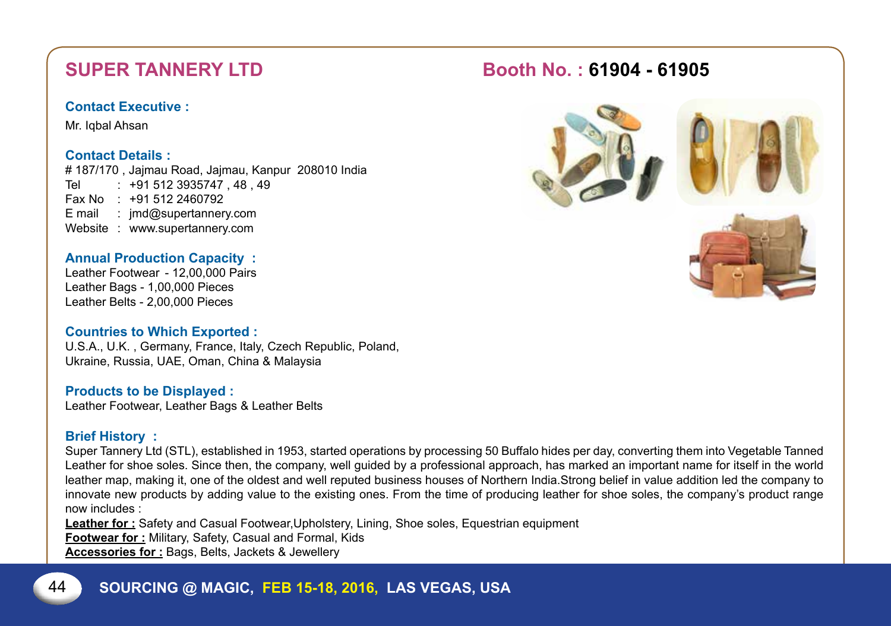## SUPER TANNERY LTD

**Booth No. : 61904 - 61905**

### Contact Executive :

Mr. Iqbal Ahsan

### Contact Details :

# 187/170 , Jajmau Road, Jajmau, Kanpur 208010 India
Tel : +91 512 3935747 , 48 , 49
Fax No : +91 512 2460792
E mail : jmd@supertannery.com
Website : www.supertannery.com

### Annual Production Capacity :

Leather Footwear - 12,00,000 Pairs
Leather Bags - 1,00,000 Pieces
Leather Belts - 2,00,000 Pieces

### Countries to Which Exported :

U.S.A., U.K. , Germany, France, Italy, Czech Republic, Poland, Ukraine, Russia, UAE, Oman, China & Malaysia

### Products to be Displayed :

Leather Footwear, Leather Bags & Leather Belts

### Brief History :

Super Tannery Ltd (STL), established in 1953, started operations by processing 50 Buffalo hides per day, converting them into Vegetable Tanned Leather for shoe soles. Since then, the company, well guided by a professional approach, has marked an important name for itself in the world leather map, making it, one of the oldest and well reputed business houses of Northern India.Strong belief in value addition led the company to innovate new products by adding value to the existing ones. From the time of producing leather for shoe soles, the company's product range now includes :

**Leather for :** Safety and Casual Footwear,Upholstery, Lining, Shoe soles, Equestrian equipment
**Footwear for :** Military, Safety, Casual and Formal, Kids
**Accessories for :** Bags, Belts, Jackets & Jewellery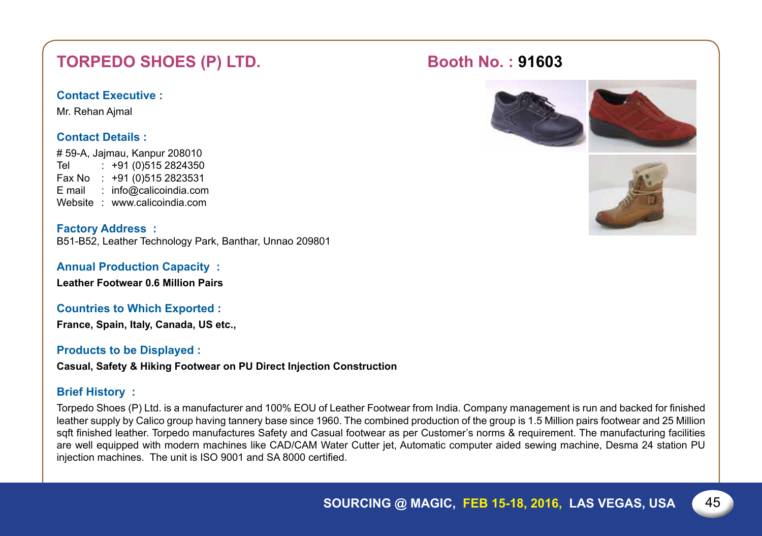## TORPEDO SHOES (P) LTD.

**Booth No. : 91603**

### Contact Executive :

Mr. Rehan Ajmal

### Contact Details :

# 59-A, Jajmau, Kanpur 208010
Tel : +91 (0)515 2824350
Fax No : +91 (0)515 2823531
E mail : info@calicoindia.com
Website : www.calicoindia.com

### Factory Address :

B51-B52, Leather Technology Park, Banthar, Unnao 209801

### Annual Production Capacity :

**Leather Footwear 0.6 Million Pairs**

### Countries to Which Exported :

**France, Spain, Italy, Canada, US etc.,**

### Products to be Displayed :

**Casual, Safety & Hiking Footwear on PU Direct Injection Construction**

### Brief History :

Torpedo Shoes (P) Ltd. is a manufacturer and 100% EOU of Leather Footwear from India. Company management is run and backed for finished leather supply by Calico group having tannery base since 1960. The combined production of the group is 1.5 Million pairs footwear and 25 Million sqft finished leather. Torpedo manufactures Safety and Casual footwear as per Customer's norms & requirement. The manufacturing facilities are well equipped with modern machines like CAD/CAM Water Cutter jet, Automatic computer aided sewing machine, Desma 24 station PU injection machines. The unit is ISO 9001 and SA 8000 certified.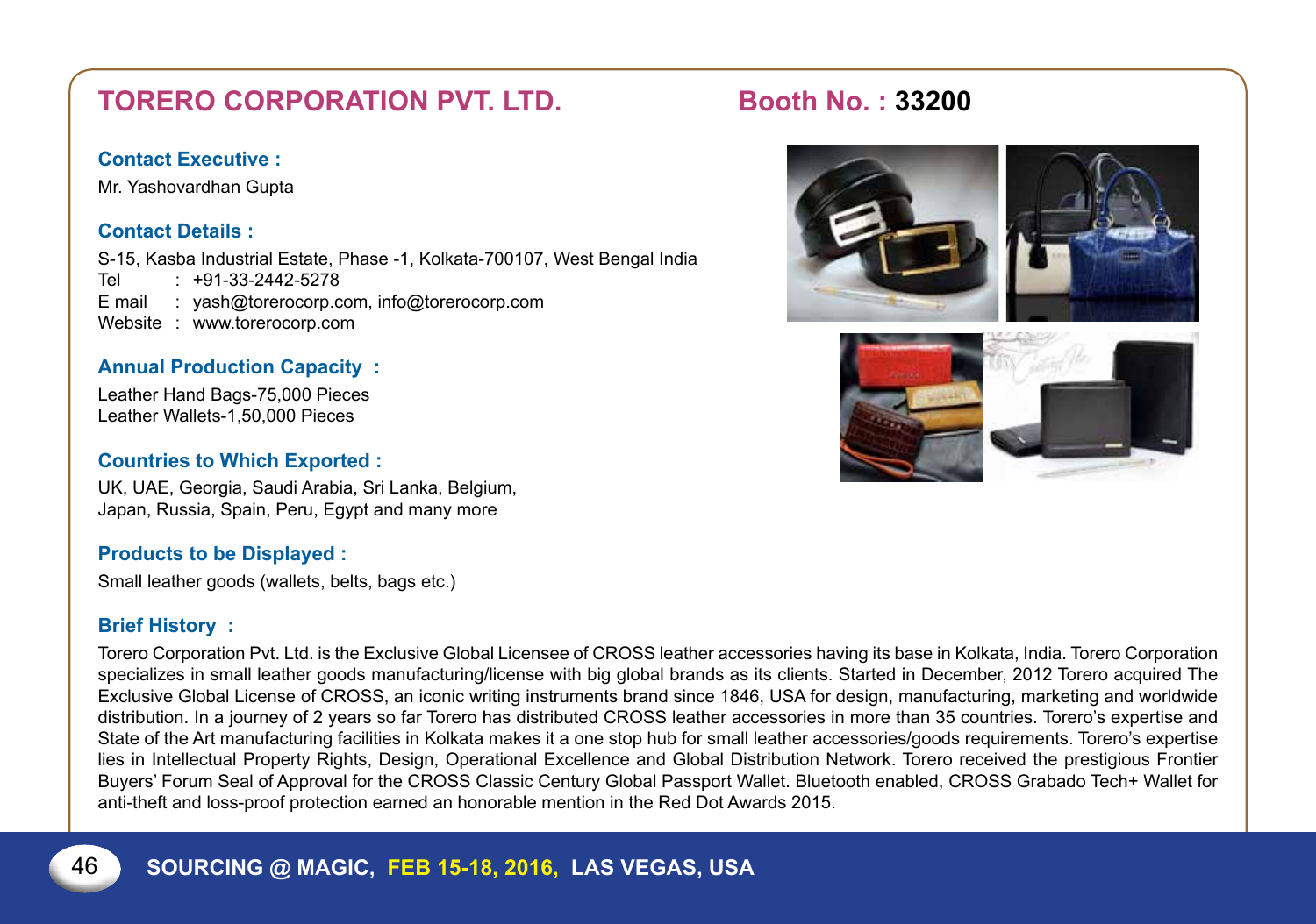## TORERO CORPORATION PVT. LTD.

## Booth No. : 33200

### Contact Executive :

Mr. Yashovardhan Gupta

### Contact Details :

S-15, Kasba Industrial Estate, Phase -1, Kolkata-700107, West Bengal India
Tel : +91-33-2442-5278
E mail : yash@torerocorp.com, info@torerocorp.com
Website : www.torerocorp.com

### Annual Production Capacity :

Leather Hand Bags-75,000 Pieces
Leather Wallets-1,50,000 Pieces

### Countries to Which Exported :

UK, UAE, Georgia, Saudi Arabia, Sri Lanka, Belgium, Japan, Russia, Spain, Peru, Egypt and many more

### Products to be Displayed :

Small leather goods (wallets, belts, bags etc.)

### Brief History :

Torero Corporation Pvt. Ltd. is the Exclusive Global Licensee of CROSS leather accessories having its base in Kolkata, India. Torero Corporation specializes in small leather goods manufacturing/license with big global brands as its clients. Started in December, 2012 Torero acquired The Exclusive Global License of CROSS, an iconic writing instruments brand since 1846, USA for design, manufacturing, marketing and worldwide distribution. In a journey of 2 years so far Torero has distributed CROSS leather accessories in more than 35 countries. Torero's expertise and State of the Art manufacturing facilities in Kolkata makes it a one stop hub for small leather accessories/goods requirements. Torero's expertise lies in Intellectual Property Rights, Design, Operational Excellence and Global Distribution Network. Torero received the prestigious Frontier Buyers' Forum Seal of Approval for the CROSS Classic Century Global Passport Wallet. Bluetooth enabled, CROSS Grabado Tech+ Wallet for anti-theft and loss-proof protection earned an honorable mention in the Red Dot Awards 2015.